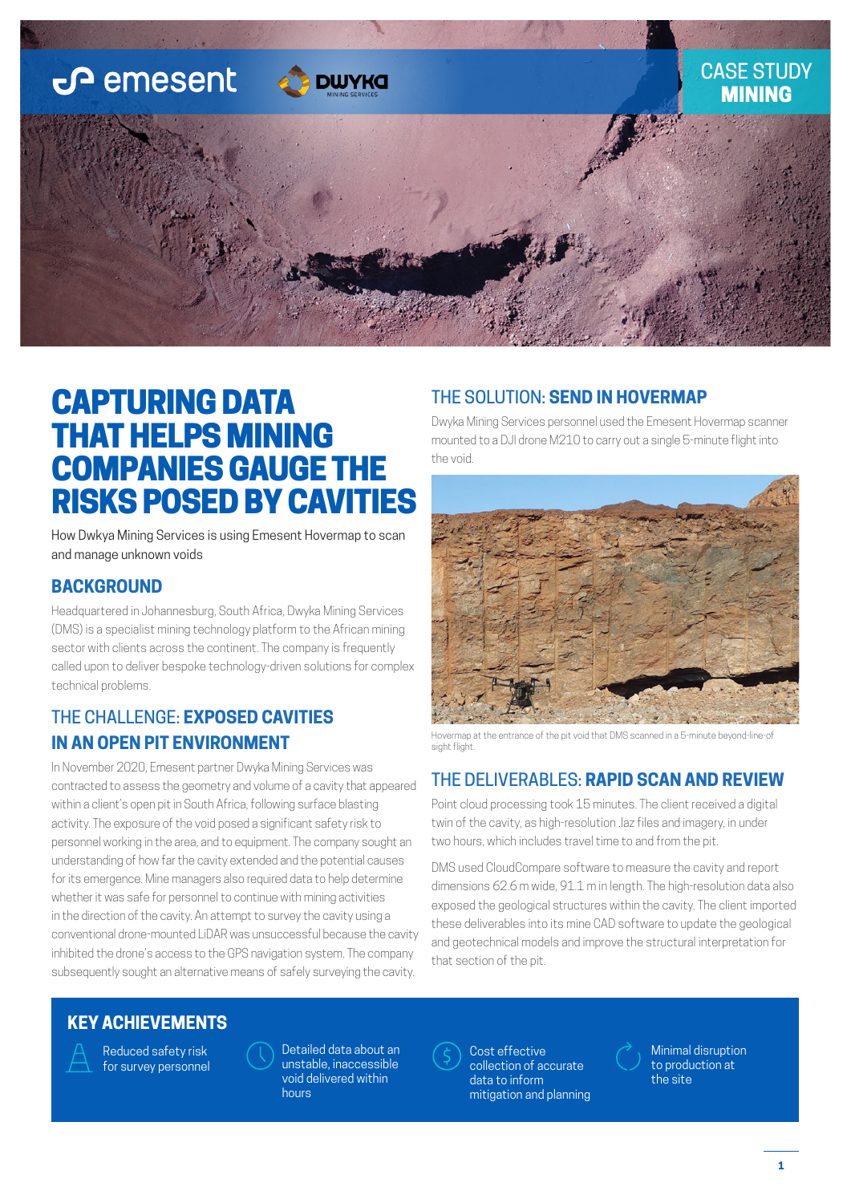CASE STUDY **MINING**

# CAPTURING DATA THAT HELPS MINING COMPANIES GAUGE THE RISKS POSED BY CAVITIES

How Dwkya Mining Services is using Emesent Hovermap to scan and manage unknown voids

## BACKGROUND

Headquartered in Johannesburg, South Africa, Dwyka Mining Services (DMS) is a specialist mining technology platform to the African mining sector with clients across the continent. The company is frequently called upon to deliver bespoke technology-driven solutions for complex technical problems.

## THE CHALLENGE: **EXPOSED CAVITIES IN AN OPEN PIT ENVIRONMENT**

In November 2020, Emesent partner Dwyka Mining Services was contracted to assess the geometry and volume of a cavity that appeared within a client's open pit in South Africa, following surface blasting activity. The exposure of the void posed a significant safety risk to personnel working in the area, and to equipment. The company sought an understanding of how far the cavity extended and the potential causes for its emergence. Mine managers also required data to help determine whether it was safe for personnel to continue with mining activities in the direction of the cavity. An attempt to survey the cavity using a conventional drone-mounted LiDAR was unsuccessful because the cavity inhibited the drone's access to the GPS navigation system. The company subsequently sought an alternative means of safely surveying the cavity.

## THE SOLUTION: **SEND IN HOVERMAP**

Dwyka Mining Services personnel used the Emesent Hovermap scanner mounted to a DJI drone M210 to carry out a single 5-minute flight into the void.

Hovermap at the entrance of the pit void that DMS scanned in a 5-minute beyond-line-of sight flight.

## THE DELIVERABLES: **RAPID SCAN AND REVIEW**

Point cloud processing took 15 minutes. The client received a digital twin of the cavity, as high-resolution .laz files and imagery, in under two hours, which includes travel time to and from the pit.

DMS used CloudCompare software to measure the cavity and report dimensions 62.6 m wide, 91.1 m in length. The high-resolution data also exposed the geological structures within the cavity. The client imported these deliverables into its mine CAD software to update the geological and geotechnical models and improve the structural interpretation for that section of the pit.

## KEY ACHIEVEMENTS

- Reduced safety risk for survey personnel
- Detailed data about an unstable, inaccessible void delivered within hours
- Cost effective collection of accurate data to inform mitigation and planning
- Minimal disruption to production at the site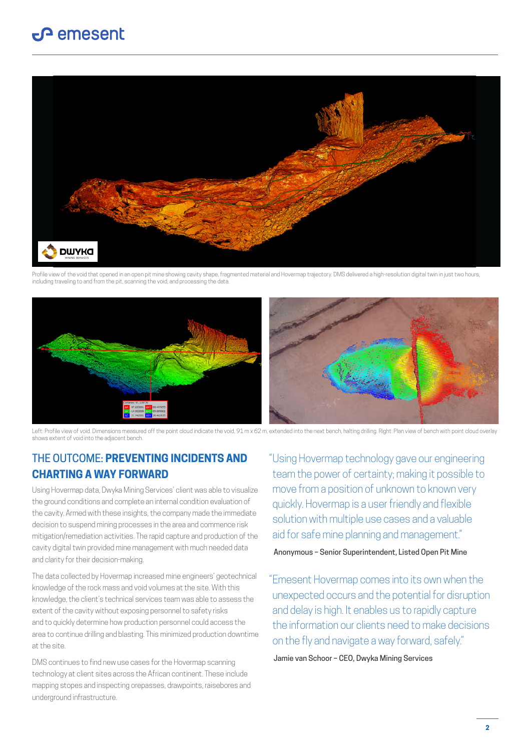Profile view of the void that opened in an open pit mine showing cavity shape, fragmented material and Hovermap trajectory. DMS delivered a high-resolution digital twin in just two hours, including traveling to and from the pit, scanning the void, and processing the data.

Left: Profile view of void. Dimensions measured off the point cloud indicate the void, 91 m x 62 m, extended into the next bench, halting drilling. Right: Plan view of bench with point cloud overlay shows extent of void into the adjacent bench.

## THE OUTCOME: **PREVENTING INCIDENTS AND CHARTING A WAY FORWARD**

Using Hovermap data, Dwyka Mining Services' client was able to visualize the ground conditions and complete an internal condition evaluation of the cavity. Armed with these insights, the company made the immediate decision to suspend mining processes in the area and commence risk mitigation/remediation activities. The rapid capture and production of the cavity digital twin provided mine management with much needed data and clarity for their decision-making.

The data collected by Hovermap increased mine engineers' geotechnical knowledge of the rock mass and void volumes at the site. With this knowledge, the client's technical services team was able to assess the extent of the cavity without exposing personnel to safety risks and to quickly determine how production personnel could access the area to continue drilling and blasting. This minimized production downtime at the site.

DMS continues to find new use cases for the Hovermap scanning technology at client sites across the African continent. These include mapping stopes and inspecting orepasses, drawpoints, raisebores and underground infrastructure.

"Using Hovermap technology gave our engineering team the power of certainty; making it possible to move from a position of unknown to known very quickly. Hovermap is a user friendly and flexible solution with multiple use cases and a valuable aid for safe mine planning and management."

Anonymous – Senior Superintendent, Listed Open Pit Mine

"Emesent Hovermap comes into its own when the unexpected occurs and the potential for disruption and delay is high. It enables us to rapidly capture the information our clients need to make decisions on the fly and navigate a way forward, safely."

Jamie van Schoor – CEO, Dwyka Mining Services